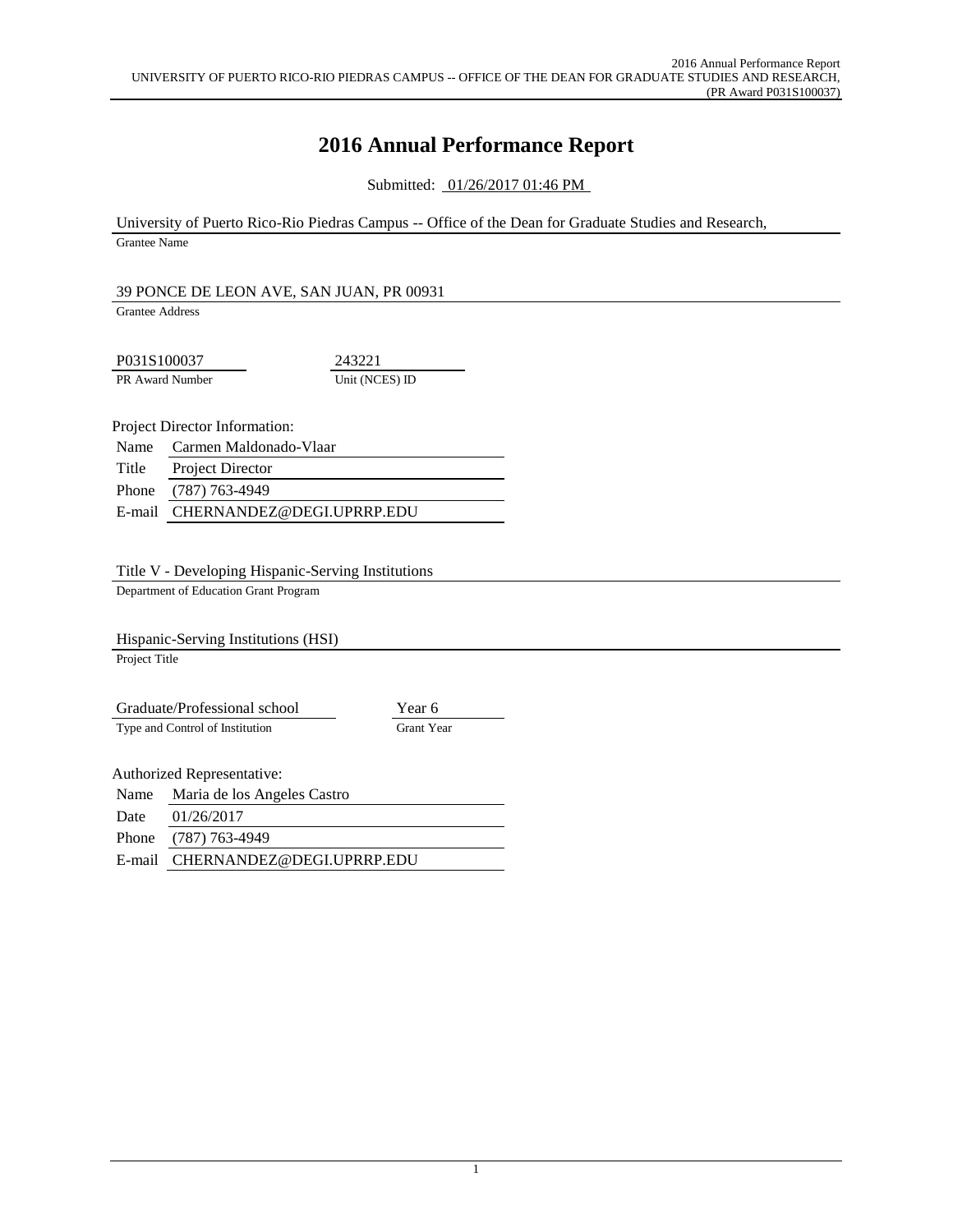# 2016 Annual Performance Report

Submitted: 01/26/2017 01:46 PM

University of Puerto Rico-Rio Piedras Campus -- Office of the Dean for Graduate Studies and Research,
Grantee Name

39 PONCE DE LEON AVE, SAN JUAN, PR 00931
Grantee Address

| P031S100037 | 243221 |
|---|---|
| PR Award Number | Unit (NCES) ID |

Project Director Information:

| | |
|---|---|
| Name | Carmen Maldonado-Vlaar |
| Title | Project Director |
| Phone | (787) 763-4949 |
| E-mail | CHERNANDEZ@DEGI.UPRRP.EDU |

Title V - Developing Hispanic-Serving Institutions
Department of Education Grant Program

Hispanic-Serving Institutions (HSI)
Project Title

| Graduate/Professional school | Year 6 |
|---|---|
| Type and Control of Institution | Grant Year |

Authorized Representative:

| | |
|---|---|
| Name | Maria de los Angeles Castro |
| Date | 01/26/2017 |
| Phone | (787) 763-4949 |
| E-mail | CHERNANDEZ@DEGI.UPRRP.EDU |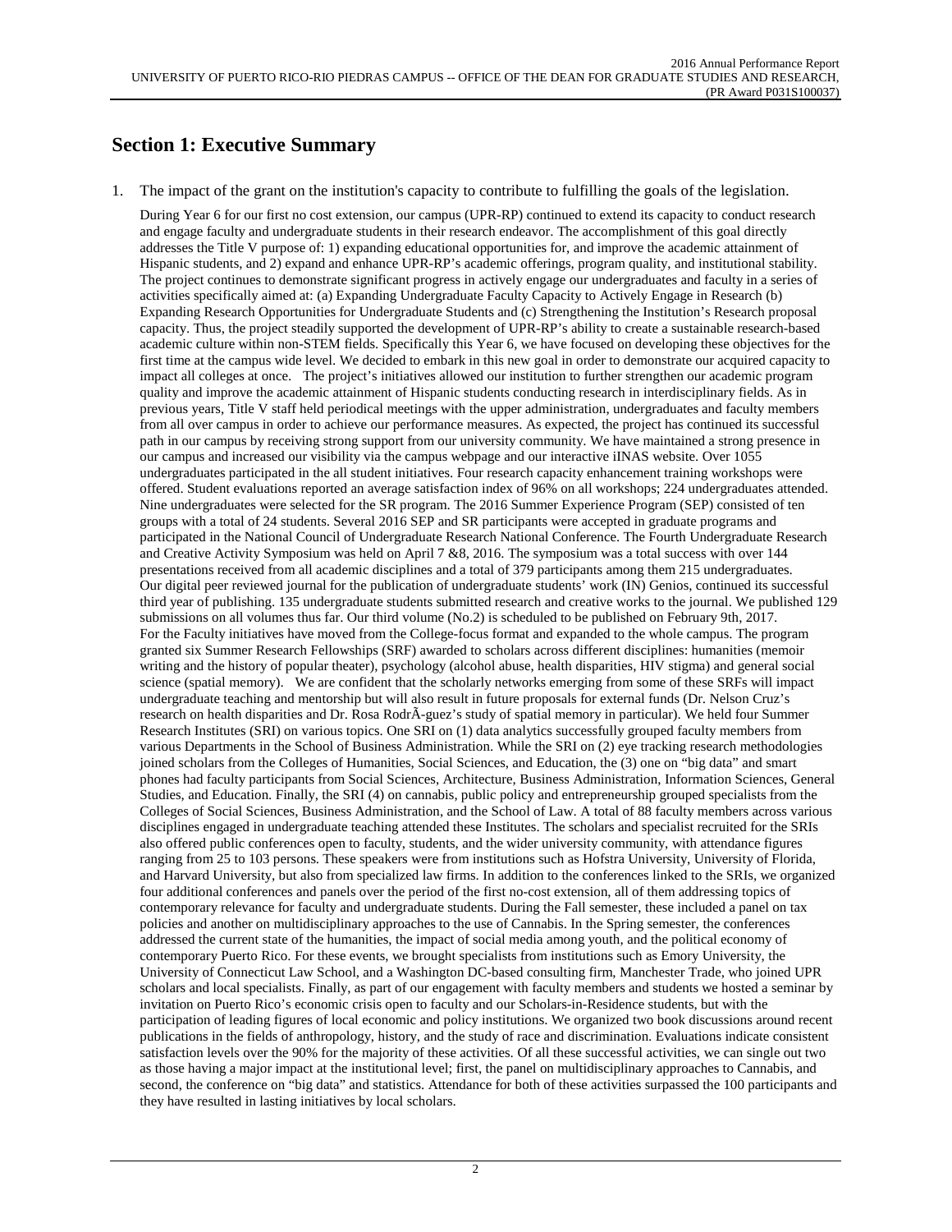## Section 1: Executive Summary

1. The impact of the grant on the institution's capacity to contribute to fulfilling the goals of the legislation.

During Year 6 for our first no cost extension, our campus (UPR-RP) continued to extend its capacity to conduct research and engage faculty and undergraduate students in their research endeavor. The accomplishment of this goal directly addresses the Title V purpose of: 1) expanding educational opportunities for, and improve the academic attainment of Hispanic students, and 2) expand and enhance UPR-RP's academic offerings, program quality, and institutional stability. The project continues to demonstrate significant progress in actively engage our undergraduates and faculty in a series of activities specifically aimed at: (a) Expanding Undergraduate Faculty Capacity to Actively Engage in Research (b) Expanding Research Opportunities for Undergraduate Students and (c) Strengthening the Institution's Research proposal capacity. Thus, the project steadily supported the development of UPR-RP's ability to create a sustainable research-based academic culture within non-STEM fields. Specifically this Year 6, we have focused on developing these objectives for the first time at the campus wide level. We decided to embark in this new goal in order to demonstrate our acquired capacity to impact all colleges at once. The project's initiatives allowed our institution to further strengthen our academic program quality and improve the academic attainment of Hispanic students conducting research in interdisciplinary fields. As in previous years, Title V staff held periodical meetings with the upper administration, undergraduates and faculty members from all over campus in order to achieve our performance measures. As expected, the project has continued its successful path in our campus by receiving strong support from our university community. We have maintained a strong presence in our campus and increased our visibility via the campus webpage and our interactive iINAS website. Over 1055 undergraduates participated in the all student initiatives. Four research capacity enhancement training workshops were offered. Student evaluations reported an average satisfaction index of 96% on all workshops; 224 undergraduates attended. Nine undergraduates were selected for the SR program. The 2016 Summer Experience Program (SEP) consisted of ten groups with a total of 24 students. Several 2016 SEP and SR participants were accepted in graduate programs and participated in the National Council of Undergraduate Research National Conference. The Fourth Undergraduate Research and Creative Activity Symposium was held on April 7 &8, 2016. The symposium was a total success with over 144 presentations received from all academic disciplines and a total of 379 participants among them 215 undergraduates. Our digital peer reviewed journal for the publication of undergraduate students' work (IN) Genios, continued its successful third year of publishing. 135 undergraduate students submitted research and creative works to the journal. We published 129 submissions on all volumes thus far. Our third volume (No.2) is scheduled to be published on February 9th, 2017. For the Faculty initiatives have moved from the College-focus format and expanded to the whole campus. The program granted six Summer Research Fellowships (SRF) awarded to scholars across different disciplines: humanities (memoir writing and the history of popular theater), psychology (alcohol abuse, health disparities, HIV stigma) and general social science (spatial memory). We are confident that the scholarly networks emerging from some of these SRFs will impact undergraduate teaching and mentorship but will also result in future proposals for external funds (Dr. Nelson Cruz's research on health disparities and Dr. Rosa RodrÃ-guez's study of spatial memory in particular). We held four Summer Research Institutes (SRI) on various topics. One SRI on (1) data analytics successfully grouped faculty members from various Departments in the School of Business Administration. While the SRI on (2) eye tracking research methodologies joined scholars from the Colleges of Humanities, Social Sciences, and Education, the (3) one on "big data" and smart phones had faculty participants from Social Sciences, Architecture, Business Administration, Information Sciences, General Studies, and Education. Finally, the SRI (4) on cannabis, public policy and entrepreneurship grouped specialists from the Colleges of Social Sciences, Business Administration, and the School of Law. A total of 88 faculty members across various disciplines engaged in undergraduate teaching attended these Institutes. The scholars and specialist recruited for the SRIs also offered public conferences open to faculty, students, and the wider university community, with attendance figures ranging from 25 to 103 persons. These speakers were from institutions such as Hofstra University, University of Florida, and Harvard University, but also from specialized law firms. In addition to the conferences linked to the SRIs, we organized four additional conferences and panels over the period of the first no-cost extension, all of them addressing topics of contemporary relevance for faculty and undergraduate students. During the Fall semester, these included a panel on tax policies and another on multidisciplinary approaches to the use of Cannabis. In the Spring semester, the conferences addressed the current state of the humanities, the impact of social media among youth, and the political economy of contemporary Puerto Rico. For these events, we brought specialists from institutions such as Emory University, the University of Connecticut Law School, and a Washington DC-based consulting firm, Manchester Trade, who joined UPR scholars and local specialists. Finally, as part of our engagement with faculty members and students we hosted a seminar by invitation on Puerto Rico's economic crisis open to faculty and our Scholars-in-Residence students, but with the participation of leading figures of local economic and policy institutions. We organized two book discussions around recent publications in the fields of anthropology, history, and the study of race and discrimination. Evaluations indicate consistent satisfaction levels over the 90% for the majority of these activities. Of all these successful activities, we can single out two as those having a major impact at the institutional level; first, the panel on multidisciplinary approaches to Cannabis, and second, the conference on "big data" and statistics. Attendance for both of these activities surpassed the 100 participants and they have resulted in lasting initiatives by local scholars.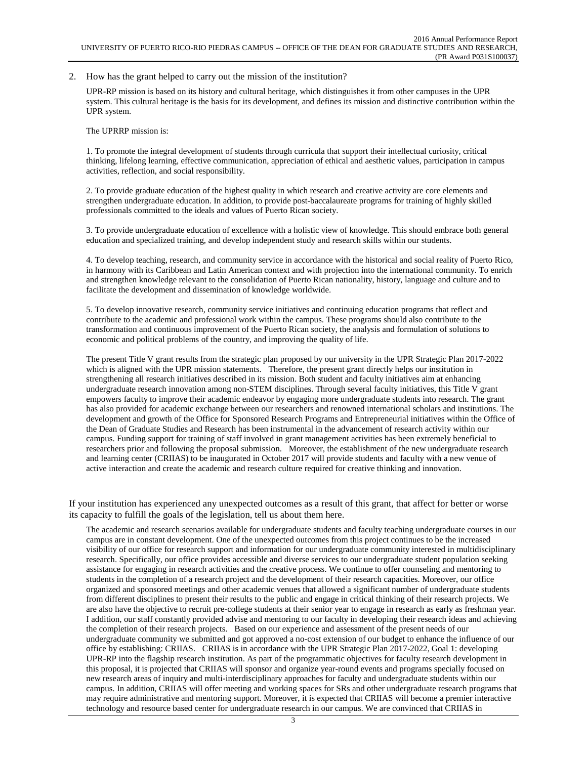2. How has the grant helped to carry out the mission of the institution?

UPR-RP mission is based on its history and cultural heritage, which distinguishes it from other campuses in the UPR system. This cultural heritage is the basis for its development, and defines its mission and distinctive contribution within the UPR system.

The UPRRP mission is:

1. To promote the integral development of students through curricula that support their intellectual curiosity, critical thinking, lifelong learning, effective communication, appreciation of ethical and aesthetic values, participation in campus activities, reflection, and social responsibility.

2. To provide graduate education of the highest quality in which research and creative activity are core elements and strengthen undergraduate education. In addition, to provide post-baccalaureate programs for training of highly skilled professionals committed to the ideals and values of Puerto Rican society.

3. To provide undergraduate education of excellence with a holistic view of knowledge. This should embrace both general education and specialized training, and develop independent study and research skills within our students.

4. To develop teaching, research, and community service in accordance with the historical and social reality of Puerto Rico, in harmony with its Caribbean and Latin American context and with projection into the international community. To enrich and strengthen knowledge relevant to the consolidation of Puerto Rican nationality, history, language and culture and to facilitate the development and dissemination of knowledge worldwide.

5. To develop innovative research, community service initiatives and continuing education programs that reflect and contribute to the academic and professional work within the campus. These programs should also contribute to the transformation and continuous improvement of the Puerto Rican society, the analysis and formulation of solutions to economic and political problems of the country, and improving the quality of life.

The present Title V grant results from the strategic plan proposed by our university in the UPR Strategic Plan 2017-2022 which is aligned with the UPR mission statements. Therefore, the present grant directly helps our institution in strengthening all research initiatives described in its mission. Both student and faculty initiatives aim at enhancing undergraduate research innovation among non-STEM disciplines. Through several faculty initiatives, this Title V grant empowers faculty to improve their academic endeavor by engaging more undergraduate students into research. The grant has also provided for academic exchange between our researchers and renowned international scholars and institutions. The development and growth of the Office for Sponsored Research Programs and Entrepreneurial initiatives within the Office of the Dean of Graduate Studies and Research has been instrumental in the advancement of research activity within our campus. Funding support for training of staff involved in grant management activities has been extremely beneficial to researchers prior and following the proposal submission. Moreover, the establishment of the new undergraduate research and learning center (CRIIAS) to be inaugurated in October 2017 will provide students and faculty with a new venue of active interaction and create the academic and research culture required for creative thinking and innovation.

If your institution has experienced any unexpected outcomes as a result of this grant, that affect for better or worse its capacity to fulfill the goals of the legislation, tell us about them here.

The academic and research scenarios available for undergraduate students and faculty teaching undergraduate courses in our campus are in constant development. One of the unexpected outcomes from this project continues to be the increased visibility of our office for research support and information for our undergraduate community interested in multidisciplinary research. Specifically, our office provides accessible and diverse services to our undergraduate student population seeking assistance for engaging in research activities and the creative process. We continue to offer counseling and mentoring to students in the completion of a research project and the development of their research capacities. Moreover, our office organized and sponsored meetings and other academic venues that allowed a significant number of undergraduate students from different disciplines to present their results to the public and engage in critical thinking of their research projects. We are also have the objective to recruit pre-college students at their senior year to engage in research as early as freshman year. I addition, our staff constantly provided advise and mentoring to our faculty in developing their research ideas and achieving the completion of their research projects. Based on our experience and assessment of the present needs of our undergraduate community we submitted and got approved a no-cost extension of our budget to enhance the influence of our office by establishing: CRIIAS. CRIIAS is in accordance with the UPR Strategic Plan 2017-2022, Goal 1: developing UPR-RP into the flagship research institution. As part of the programmatic objectives for faculty research development in this proposal, it is projected that CRIIAS will sponsor and organize year-round events and programs specially focused on new research areas of inquiry and multi-interdisciplinary approaches for faculty and undergraduate students within our campus. In addition, CRIIAS will offer meeting and working spaces for SRs and other undergraduate research programs that may require administrative and mentoring support. Moreover, it is expected that CRIIAS will become a premier interactive technology and resource based center for undergraduate research in our campus. We are convinced that CRIIAS in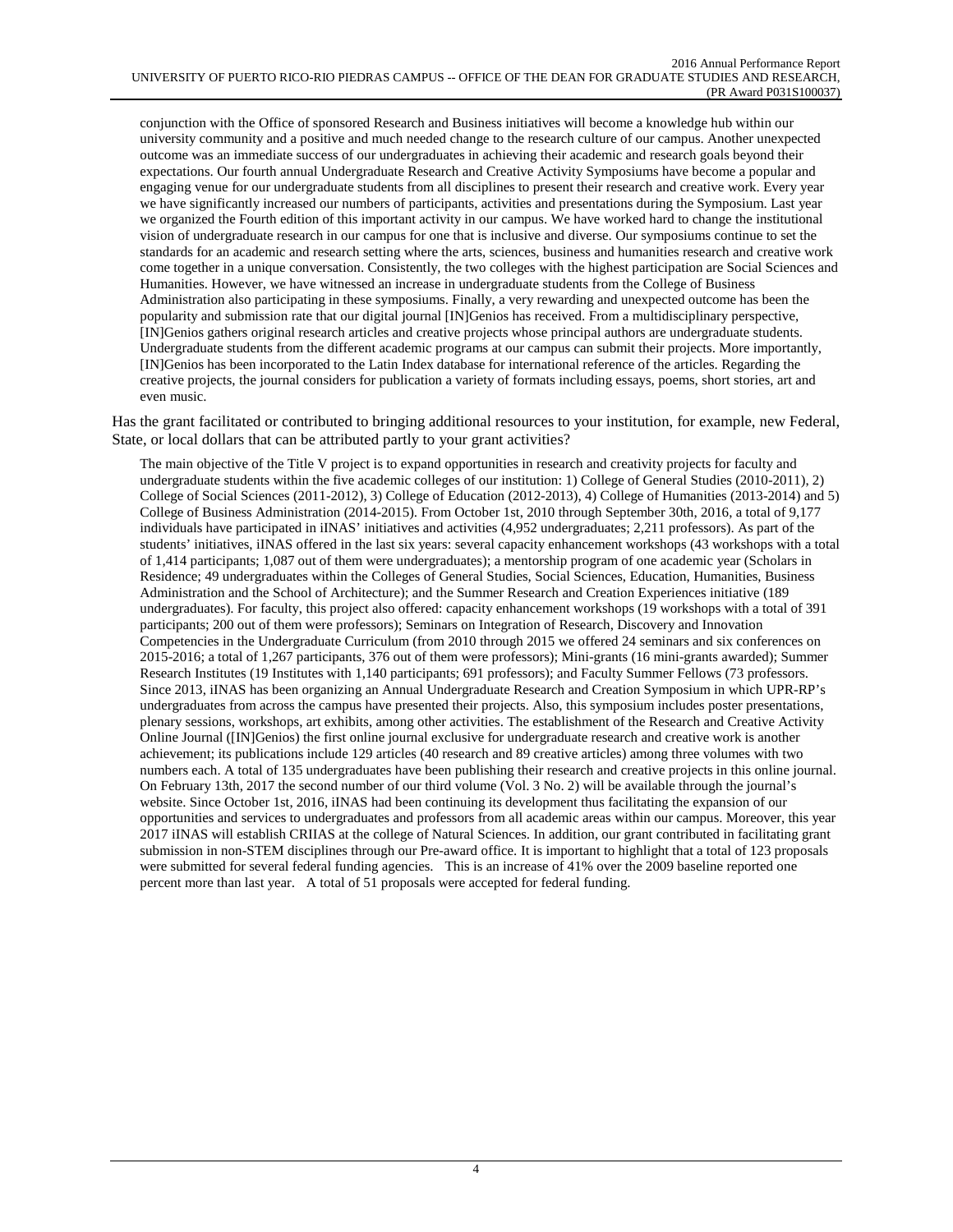conjunction with the Office of sponsored Research and Business initiatives will become a knowledge hub within our university community and a positive and much needed change to the research culture of our campus. Another unexpected outcome was an immediate success of our undergraduates in achieving their academic and research goals beyond their expectations. Our fourth annual Undergraduate Research and Creative Activity Symposiums have become a popular and engaging venue for our undergraduate students from all disciplines to present their research and creative work. Every year we have significantly increased our numbers of participants, activities and presentations during the Symposium. Last year we organized the Fourth edition of this important activity in our campus. We have worked hard to change the institutional vision of undergraduate research in our campus for one that is inclusive and diverse. Our symposiums continue to set the standards for an academic and research setting where the arts, sciences, business and humanities research and creative work come together in a unique conversation. Consistently, the two colleges with the highest participation are Social Sciences and Humanities. However, we have witnessed an increase in undergraduate students from the College of Business Administration also participating in these symposiums. Finally, a very rewarding and unexpected outcome has been the popularity and submission rate that our digital journal [IN]Genios has received. From a multidisciplinary perspective, [IN]Genios gathers original research articles and creative projects whose principal authors are undergraduate students. Undergraduate students from the different academic programs at our campus can submit their projects. More importantly, [IN]Genios has been incorporated to the Latin Index database for international reference of the articles. Regarding the creative projects, the journal considers for publication a variety of formats including essays, poems, short stories, art and even music.

Has the grant facilitated or contributed to bringing additional resources to your institution, for example, new Federal, State, or local dollars that can be attributed partly to your grant activities?

The main objective of the Title V project is to expand opportunities in research and creativity projects for faculty and undergraduate students within the five academic colleges of our institution: 1) College of General Studies (2010-2011), 2) College of Social Sciences (2011-2012), 3) College of Education (2012-2013), 4) College of Humanities (2013-2014) and 5) College of Business Administration (2014-2015). From October 1st, 2010 through September 30th, 2016, a total of 9,177 individuals have participated in iINAS' initiatives and activities (4,952 undergraduates; 2,211 professors). As part of the students' initiatives, iINAS offered in the last six years: several capacity enhancement workshops (43 workshops with a total of 1,414 participants; 1,087 out of them were undergraduates); a mentorship program of one academic year (Scholars in Residence; 49 undergraduates within the Colleges of General Studies, Social Sciences, Education, Humanities, Business Administration and the School of Architecture); and the Summer Research and Creation Experiences initiative (189 undergraduates). For faculty, this project also offered: capacity enhancement workshops (19 workshops with a total of 391 participants; 200 out of them were professors); Seminars on Integration of Research, Discovery and Innovation Competencies in the Undergraduate Curriculum (from 2010 through 2015 we offered 24 seminars and six conferences on 2015-2016; a total of 1,267 participants, 376 out of them were professors); Mini-grants (16 mini-grants awarded); Summer Research Institutes (19 Institutes with 1,140 participants; 691 professors); and Faculty Summer Fellows (73 professors. Since 2013, iINAS has been organizing an Annual Undergraduate Research and Creation Symposium in which UPR-RP's undergraduates from across the campus have presented their projects. Also, this symposium includes poster presentations, plenary sessions, workshops, art exhibits, among other activities. The establishment of the Research and Creative Activity Online Journal ([IN]Genios) the first online journal exclusive for undergraduate research and creative work is another achievement; its publications include 129 articles (40 research and 89 creative articles) among three volumes with two numbers each. A total of 135 undergraduates have been publishing their research and creative projects in this online journal. On February 13th, 2017 the second number of our third volume (Vol. 3 No. 2) will be available through the journal's website. Since October 1st, 2016, iINAS had been continuing its development thus facilitating the expansion of our opportunities and services to undergraduates and professors from all academic areas within our campus. Moreover, this year 2017 iINAS will establish CRIIAS at the college of Natural Sciences. In addition, our grant contributed in facilitating grant submission in non-STEM disciplines through our Pre-award office. It is important to highlight that a total of 123 proposals were submitted for several federal funding agencies. This is an increase of 41% over the 2009 baseline reported one percent more than last year. A total of 51 proposals were accepted for federal funding.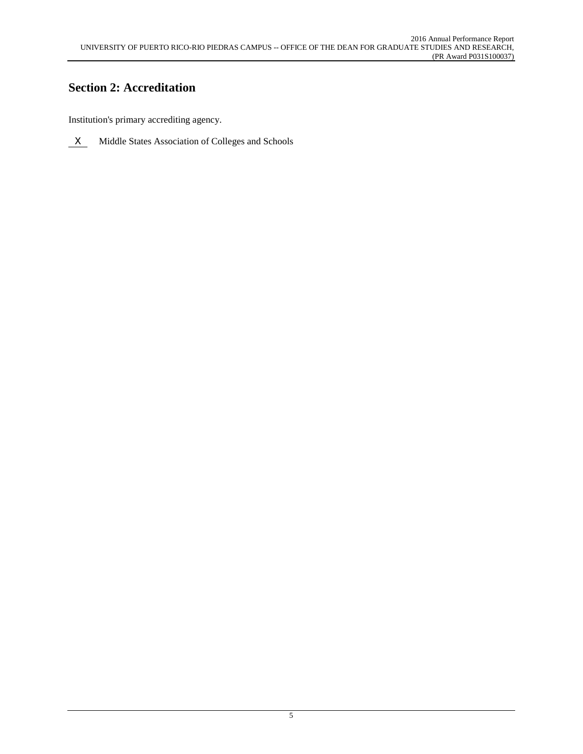## Section 2: Accreditation

Institution's primary accrediting agency.

X Middle States Association of Colleges and Schools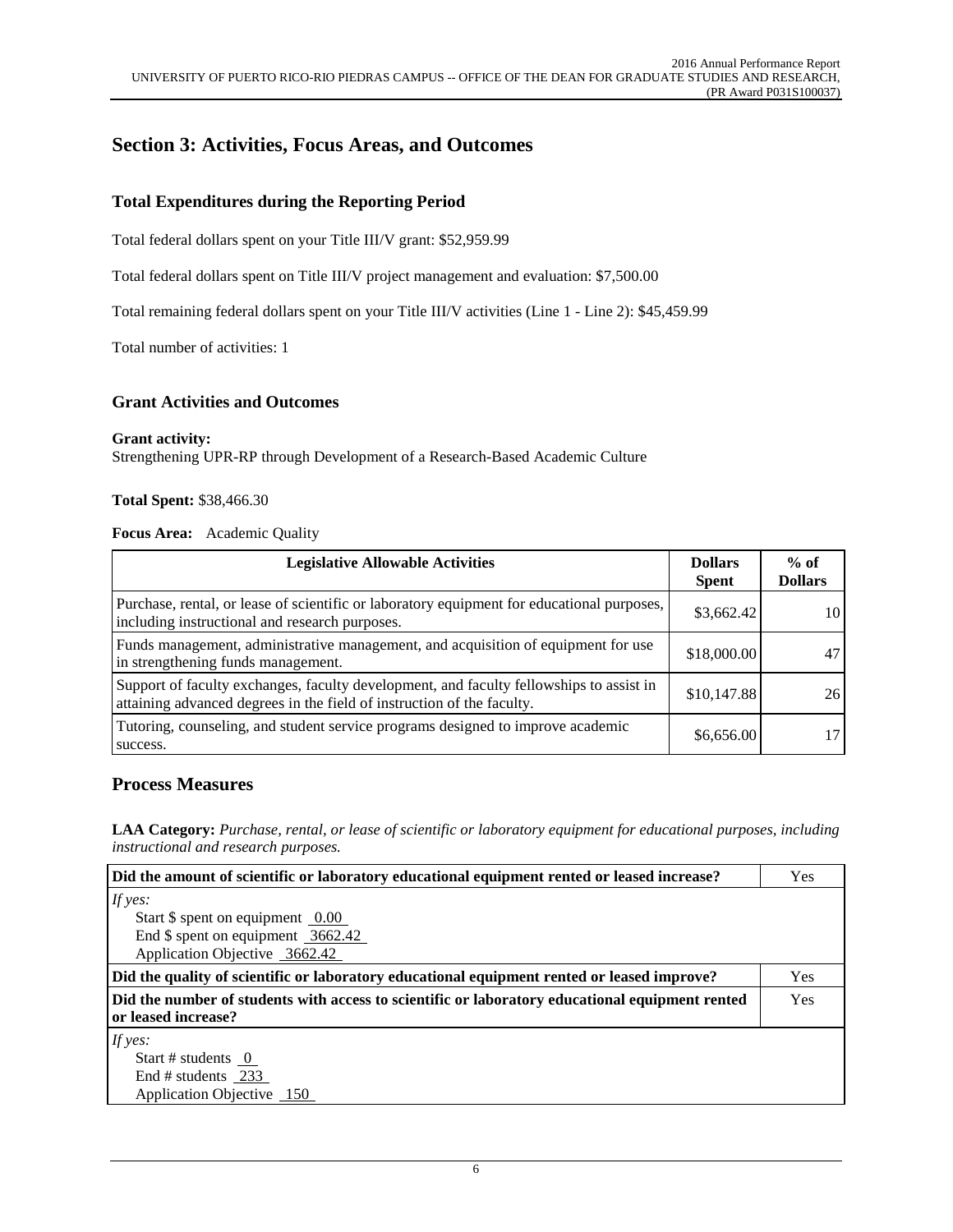## Section 3: Activities, Focus Areas, and Outcomes

### Total Expenditures during the Reporting Period

Total federal dollars spent on your Title III/V grant: $52,959.99

Total federal dollars spent on Title III/V project management and evaluation: $7,500.00

Total remaining federal dollars spent on your Title III/V activities (Line 1 - Line 2): $45,459.99

Total number of activities: 1

### Grant Activities and Outcomes

**Grant activity:**
Strengthening UPR-RP through Development of a Research-Based Academic Culture

**Total Spent:** $38,466.30

**Focus Area:** Academic Quality

| Legislative Allowable Activities | Dollars Spent | % of Dollars |
|---|---|---|
| Purchase, rental, or lease of scientific or laboratory equipment for educational purposes, including instructional and research purposes. | $3,662.42 | 10 |
| Funds management, administrative management, and acquisition of equipment for use in strengthening funds management. | $18,000.00 | 47 |
| Support of faculty exchanges, faculty development, and faculty fellowships to assist in attaining advanced degrees in the field of instruction of the faculty. | $10,147.88 | 26 |
| Tutoring, counseling, and student service programs designed to improve academic success. | $6,656.00 | 17 |

## Process Measures

**LAA Category:** *Purchase, rental, or lease of scientific or laboratory equipment for educational purposes, including instructional and research purposes.*

| Did the amount of scientific or laboratory educational equipment rented or leased increase? | Yes |
|---|---|
| *If yes:*<br>Start $ spent on equipment 0.00<br>End $ spent on equipment 3662.42<br>Application Objective 3662.42 | |
| **Did the quality of scientific or laboratory educational equipment rented or leased improve?** | Yes |
| **Did the number of students with access to scientific or laboratory educational equipment rented or leased increase?** | Yes |
| *If yes:*<br>Start # students 0<br>End # students 233<br>Application Objective 150 | |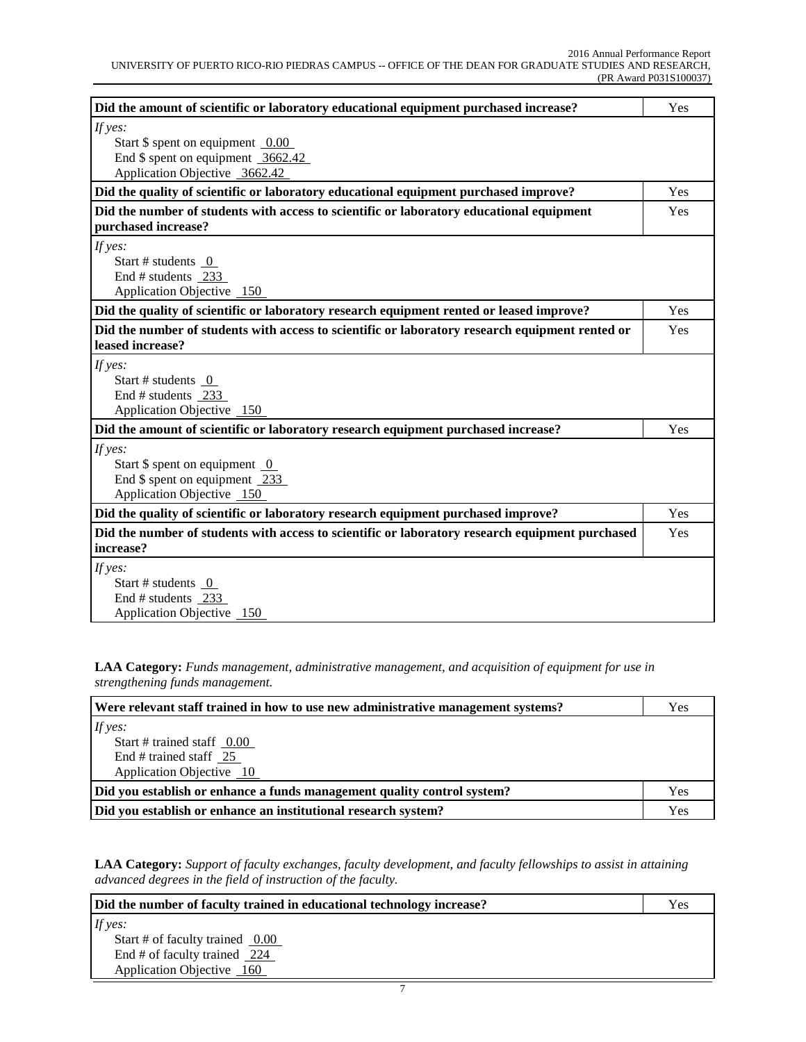| Did the amount of scientific or laboratory educational equipment purchased increase? | Yes |
|---|---|
| *If yes:*<br>Start $ spent on equipment 0.00<br>End $ spent on equipment 3662.42<br>Application Objective 3662.42 | |
| **Did the quality of scientific or laboratory educational equipment purchased improve?** | Yes |
| **Did the number of students with access to scientific or laboratory educational equipment purchased increase?** | Yes |
| *If yes:*<br>Start # students 0<br>End # students 233<br>Application Objective 150 | |
| **Did the quality of scientific or laboratory research equipment rented or leased improve?** | Yes |
| **Did the number of students with access to scientific or laboratory research equipment rented or leased increase?** | Yes |
| *If yes:*<br>Start # students 0<br>End # students 233<br>Application Objective 150 | |
| **Did the amount of scientific or laboratory research equipment purchased increase?** | Yes |
| *If yes:*<br>Start $ spent on equipment 0<br>End $ spent on equipment 233<br>Application Objective 150 | |
| **Did the quality of scientific or laboratory research equipment purchased improve?** | Yes |
| **Did the number of students with access to scientific or laboratory research equipment purchased increase?** | Yes |
| *If yes:*<br>Start # students 0<br>End # students 233<br>Application Objective 150 | |

**LAA Category:** *Funds management, administrative management, and acquisition of equipment for use in strengthening funds management.*

| Were relevant staff trained in how to use new administrative management systems? | Yes |
|---|---|
| *If yes:*<br>Start # trained staff 0.00<br>End # trained staff 25<br>Application Objective 10 | |
| **Did you establish or enhance a funds management quality control system?** | Yes |
| **Did you establish or enhance an institutional research system?** | Yes |

**LAA Category:** *Support of faculty exchanges, faculty development, and faculty fellowships to assist in attaining advanced degrees in the field of instruction of the faculty.*

| Did the number of faculty trained in educational technology increase? | Yes |
|---|---|
| *If yes:*<br>Start # of faculty trained 0.00<br>End # of faculty trained 224<br>Application Objective 160 | |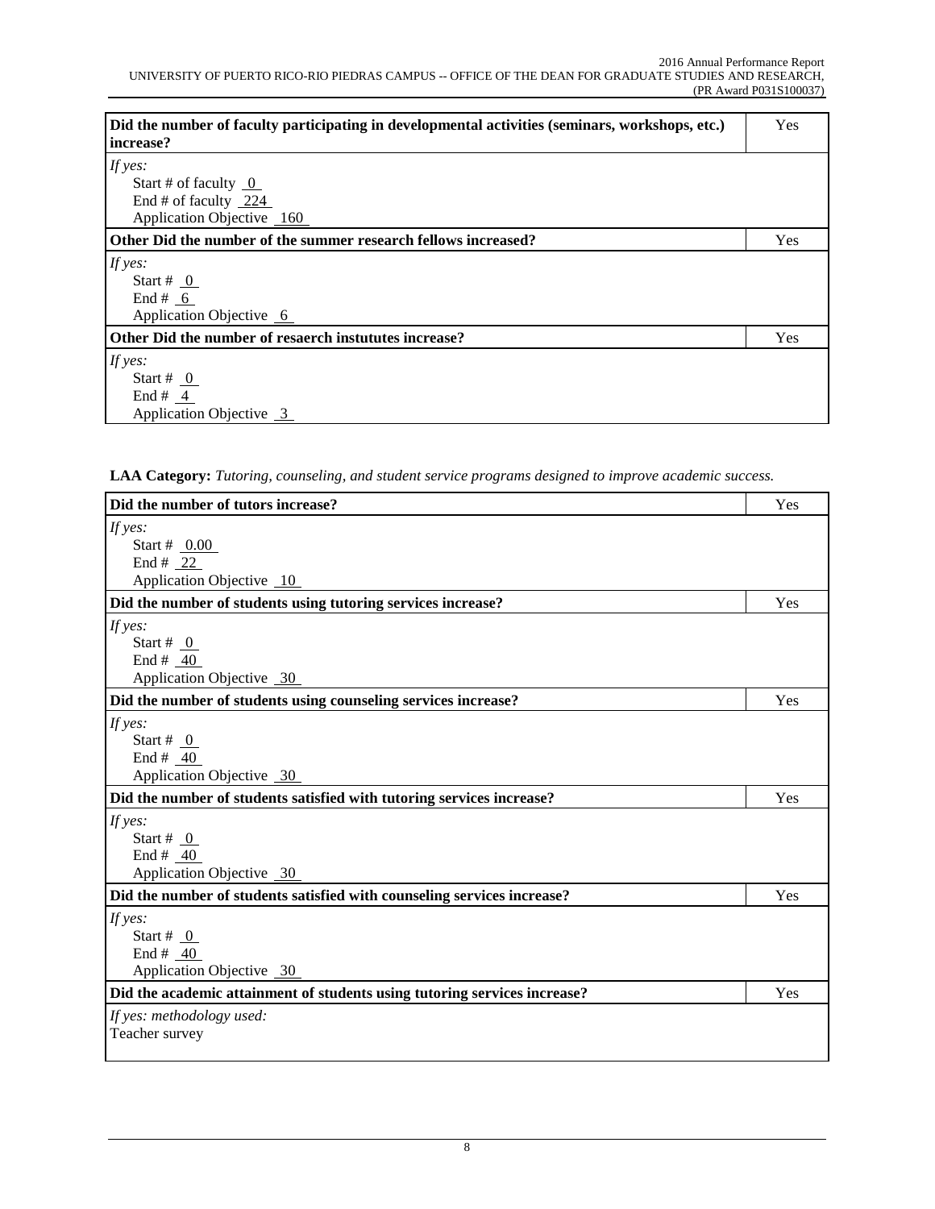| Did the number of faculty participating in developmental activities (seminars, workshops, etc.) increase? | Yes |
|---|---|
| *If yes:*<br>Start # of faculty 0<br>End # of faculty 224<br>Application Objective 160 | |
| **Other Did the number of the summer research fellows increased?** | Yes |
| *If yes:*<br>Start # 0<br>End # 6<br>Application Objective 6 | |
| **Other Did the number of resaerch instututes increase?** | Yes |
| *If yes:*<br>Start # 0<br>End # 4<br>Application Objective 3 | |

**LAA Category:** *Tutoring, counseling, and student service programs designed to improve academic success.*

| Did the number of tutors increase? | Yes |
|---|---|
| *If yes:*<br>Start # 0.00<br>End # 22<br>Application Objective 10 | |
| **Did the number of students using tutoring services increase?** | Yes |
| *If yes:*<br>Start # 0<br>End # 40<br>Application Objective 30 | |
| **Did the number of students using counseling services increase?** | Yes |
| *If yes:*<br>Start # 0<br>End # 40<br>Application Objective 30 | |
| **Did the number of students satisfied with tutoring services increase?** | Yes |
| *If yes:*<br>Start # 0<br>End # 40<br>Application Objective 30 | |
| **Did the number of students satisfied with counseling services increase?** | Yes |
| *If yes:*<br>Start # 0<br>End # 40<br>Application Objective 30 | |
| **Did the academic attainment of students using tutoring services increase?** | Yes |
| *If yes: methodology used:*<br>Teacher survey | |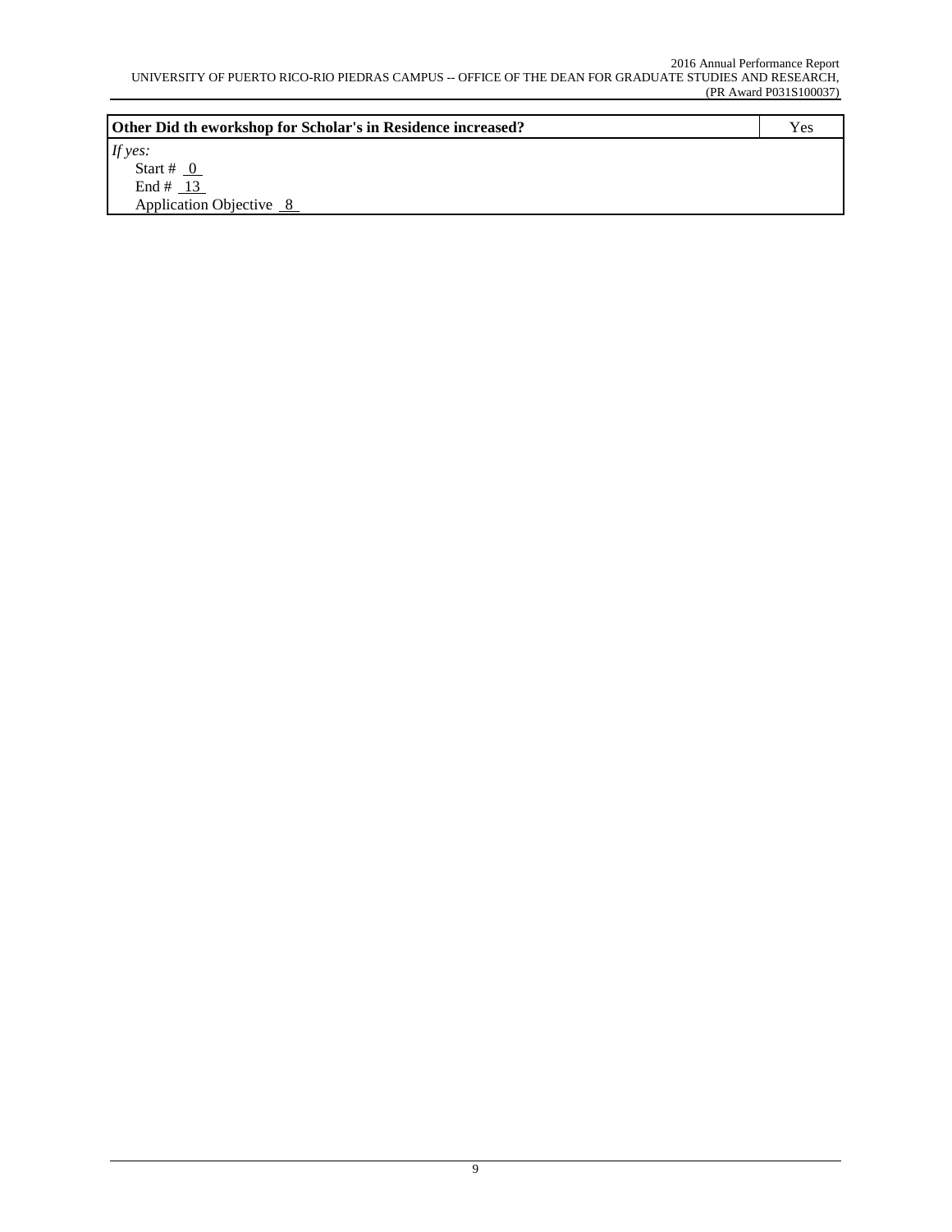| Other Did th eworkshop for Scholar's in Residence increased? | Yes |
|---|---|
| *If yes:*<br>Start # 0<br>End # 13<br>Application Objective 8 | |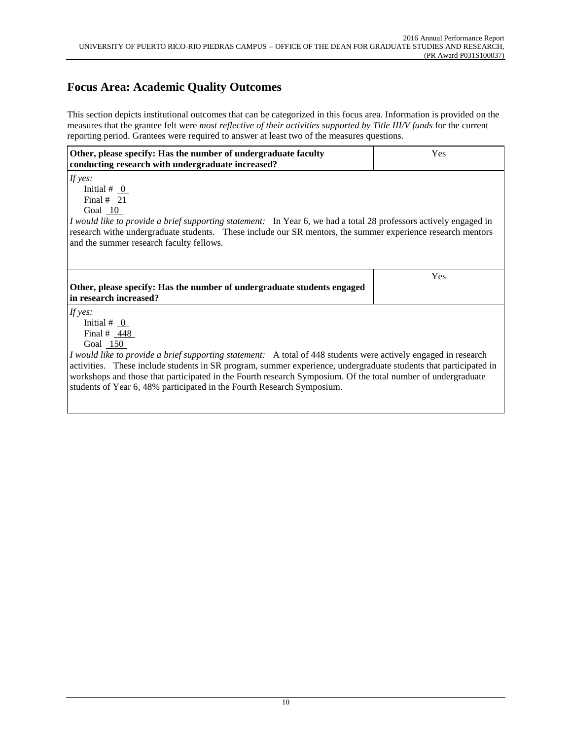## Focus Area: Academic Quality Outcomes

This section depicts institutional outcomes that can be categorized in this focus area. Information is provided on the measures that the grantee felt were *most reflective of their activities supported by Title III/V funds* for the current reporting period. Grantees were required to answer at least two of the measures questions.

| **Other, please specify: Has the number of undergraduate faculty conducting research with undergraduate increased?** | Yes |
|---|---|

*If yes:*

Initial # 0
Final # 21
Goal 10

*I would like to provide a brief supporting statement:* In Year 6, we had a total 28 professors actively engaged in research withe undergraduate students. These include our SR mentors, the summer experience research mentors and the summer research faculty fellows.

| **Other, please specify: Has the number of undergraduate students engaged in research increased?** | Yes |
|---|---|

*If yes:*

Initial # 0
Final # 448
Goal 150

*I would like to provide a brief supporting statement:* A total of 448 students were actively engaged in research activities. These include students in SR program, summer experience, undergraduate students that participated in workshops and those that participated in the Fourth research Symposium. Of the total number of undergraduate students of Year 6, 48% participated in the Fourth Research Symposium.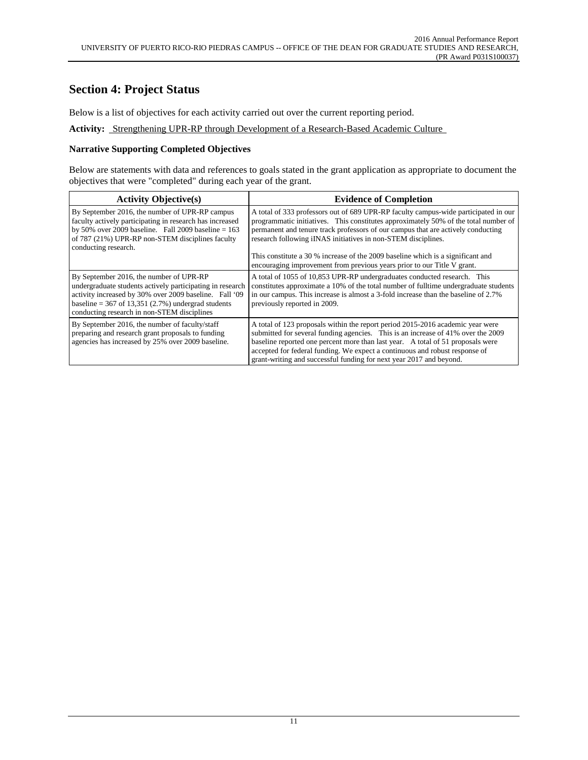## Section 4: Project Status

Below is a list of objectives for each activity carried out over the current reporting period.

**Activity:** Strengthening UPR-RP through Development of a Research-Based Academic Culture

### Narrative Supporting Completed Objectives

Below are statements with data and references to goals stated in the grant application as appropriate to document the objectives that were "completed" during each year of the grant.

| Activity Objective(s) | Evidence of Completion |
|---|---|
| By September 2016, the number of UPR-RP campus faculty actively participating in research has increased by 50% over 2009 baseline. Fall 2009 baseline = 163 of 787 (21%) UPR-RP non-STEM disciplines faculty conducting research. | A total of 333 professors out of 689 UPR-RP faculty campus-wide participated in our programmatic initiatives. This constitutes approximately 50% of the total number of permanent and tenure track professors of our campus that are actively conducting research following iINAS initiatives in non-STEM disciplines.<br><br>This constitute a 30 % increase of the 2009 baseline which is a significant and encouraging improvement from previous years prior to our Title V grant. |
| By September 2016, the number of UPR-RP undergraduate students actively participating in research activity increased by 30% over 2009 baseline. Fall '09 baseline = 367 of 13,351 (2.7%) undergrad students conducting research in non-STEM disciplines | A total of 1055 of 10,853 UPR-RP undergraduates conducted research. This constitutes approximate a 10% of the total number of fulltime undergraduate students in our campus. This increase is almost a 3-fold increase than the baseline of 2.7% previously reported in 2009. |
| By September 2016, the number of faculty/staff preparing and research grant proposals to funding agencies has increased by 25% over 2009 baseline. | A total of 123 proposals within the report period 2015-2016 academic year were submitted for several funding agencies. This is an increase of 41% over the 2009 baseline reported one percent more than last year. A total of 51 proposals were accepted for federal funding. We expect a continuous and robust response of grant-writing and successful funding for next year 2017 and beyond. |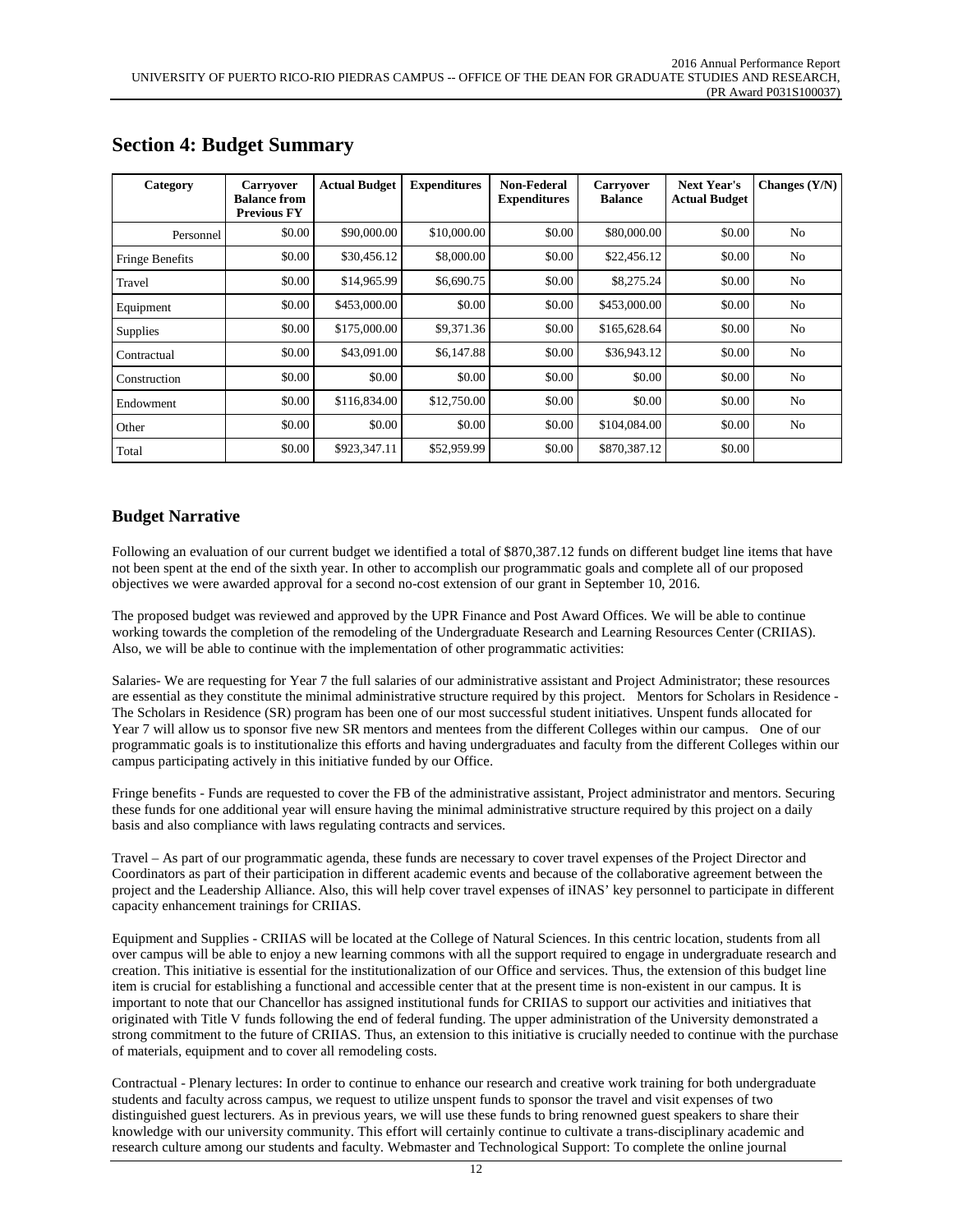## Section 4: Budget Summary

| Category | Carryover Balance from Previous FY | Actual Budget | Expenditures | Non-Federal Expenditures | Carryover Balance | Next Year's Actual Budget | Changes (Y/N) |
|---|---|---|---|---|---|---|---|
| Personnel | $0.00 | $90,000.00 | $10,000.00 | $0.00 | $80,000.00 | $0.00 | No |
| Fringe Benefits | $0.00 | $30,456.12 | $8,000.00 | $0.00 | $22,456.12 | $0.00 | No |
| Travel | $0.00 | $14,965.99 | $6,690.75 | $0.00 | $8,275.24 | $0.00 | No |
| Equipment | $0.00 | $453,000.00 | $0.00 | $0.00 | $453,000.00 | $0.00 | No |
| Supplies | $0.00 | $175,000.00 | $9,371.36 | $0.00 | $165,628.64 | $0.00 | No |
| Contractual | $0.00 | $43,091.00 | $6,147.88 | $0.00 | $36,943.12 | $0.00 | No |
| Construction | $0.00 | $0.00 | $0.00 | $0.00 | $0.00 | $0.00 | No |
| Endowment | $0.00 | $116,834.00 | $12,750.00 | $0.00 | $0.00 | $0.00 | No |
| Other | $0.00 | $0.00 | $0.00 | $0.00 | $104,084.00 | $0.00 | No |
| Total | $0.00 | $923,347.11 | $52,959.99 | $0.00 | $870,387.12 | $0.00 | |

### Budget Narrative

Following an evaluation of our current budget we identified a total of $870,387.12 funds on different budget line items that have not been spent at the end of the sixth year. In other to accomplish our programmatic goals and complete all of our proposed objectives we were awarded approval for a second no-cost extension of our grant in September 10, 2016.

The proposed budget was reviewed and approved by the UPR Finance and Post Award Offices. We will be able to continue working towards the completion of the remodeling of the Undergraduate Research and Learning Resources Center (CRIIAS). Also, we will be able to continue with the implementation of other programmatic activities:

Salaries- We are requesting for Year 7 the full salaries of our administrative assistant and Project Administrator; these resources are essential as they constitute the minimal administrative structure required by this project. Mentors for Scholars in Residence - The Scholars in Residence (SR) program has been one of our most successful student initiatives. Unspent funds allocated for Year 7 will allow us to sponsor five new SR mentors and mentees from the different Colleges within our campus. One of our programmatic goals is to institutionalize this efforts and having undergraduates and faculty from the different Colleges within our campus participating actively in this initiative funded by our Office.

Fringe benefits - Funds are requested to cover the FB of the administrative assistant, Project administrator and mentors. Securing these funds for one additional year will ensure having the minimal administrative structure required by this project on a daily basis and also compliance with laws regulating contracts and services.

Travel – As part of our programmatic agenda, these funds are necessary to cover travel expenses of the Project Director and Coordinators as part of their participation in different academic events and because of the collaborative agreement between the project and the Leadership Alliance. Also, this will help cover travel expenses of iINAS' key personnel to participate in different capacity enhancement trainings for CRIIAS.

Equipment and Supplies - CRIIAS will be located at the College of Natural Sciences. In this centric location, students from all over campus will be able to enjoy a new learning commons with all the support required to engage in undergraduate research and creation. This initiative is essential for the institutionalization of our Office and services. Thus, the extension of this budget line item is crucial for establishing a functional and accessible center that at the present time is non-existent in our campus. It is important to note that our Chancellor has assigned institutional funds for CRIIAS to support our activities and initiatives that originated with Title V funds following the end of federal funding. The upper administration of the University demonstrated a strong commitment to the future of CRIIAS. Thus, an extension to this initiative is crucially needed to continue with the purchase of materials, equipment and to cover all remodeling costs.

Contractual - Plenary lectures: In order to continue to enhance our research and creative work training for both undergraduate students and faculty across campus, we request to utilize unspent funds to sponsor the travel and visit expenses of two distinguished guest lecturers. As in previous years, we will use these funds to bring renowned guest speakers to share their knowledge with our university community. This effort will certainly continue to cultivate a trans-disciplinary academic and research culture among our students and faculty. Webmaster and Technological Support: To complete the online journal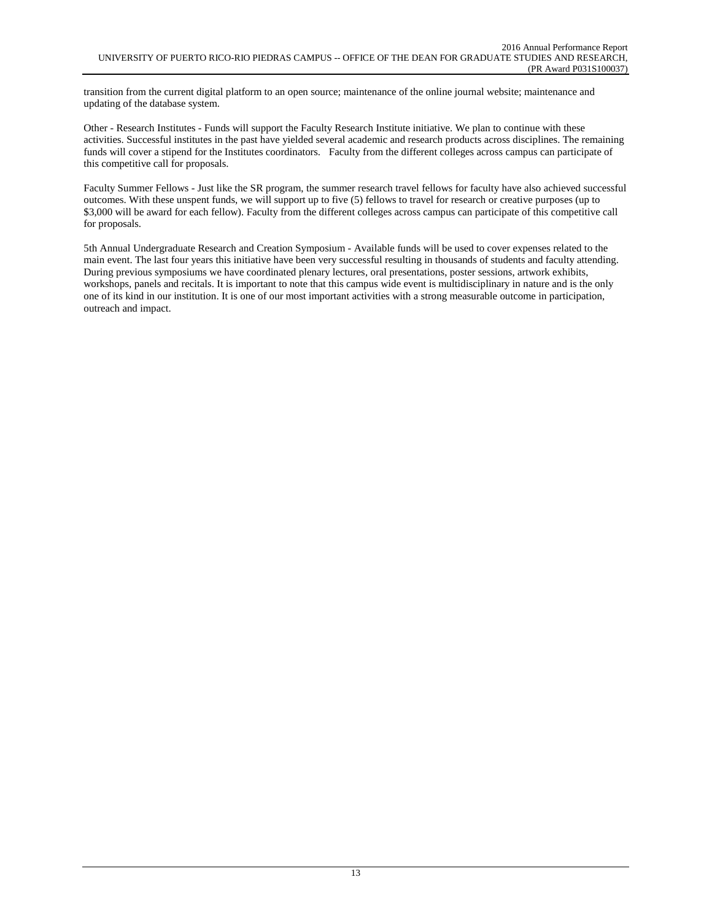transition from the current digital platform to an open source; maintenance of the online journal website; maintenance and updating of the database system.

Other - Research Institutes - Funds will support the Faculty Research Institute initiative. We plan to continue with these activities. Successful institutes in the past have yielded several academic and research products across disciplines. The remaining funds will cover a stipend for the Institutes coordinators. Faculty from the different colleges across campus can participate of this competitive call for proposals.

Faculty Summer Fellows - Just like the SR program, the summer research travel fellows for faculty have also achieved successful outcomes. With these unspent funds, we will support up to five (5) fellows to travel for research or creative purposes (up to $3,000 will be award for each fellow). Faculty from the different colleges across campus can participate of this competitive call for proposals.

5th Annual Undergraduate Research and Creation Symposium - Available funds will be used to cover expenses related to the main event. The last four years this initiative have been very successful resulting in thousands of students and faculty attending. During previous symposiums we have coordinated plenary lectures, oral presentations, poster sessions, artwork exhibits, workshops, panels and recitals. It is important to note that this campus wide event is multidisciplinary in nature and is the only one of its kind in our institution. It is one of our most important activities with a strong measurable outcome in participation, outreach and impact.